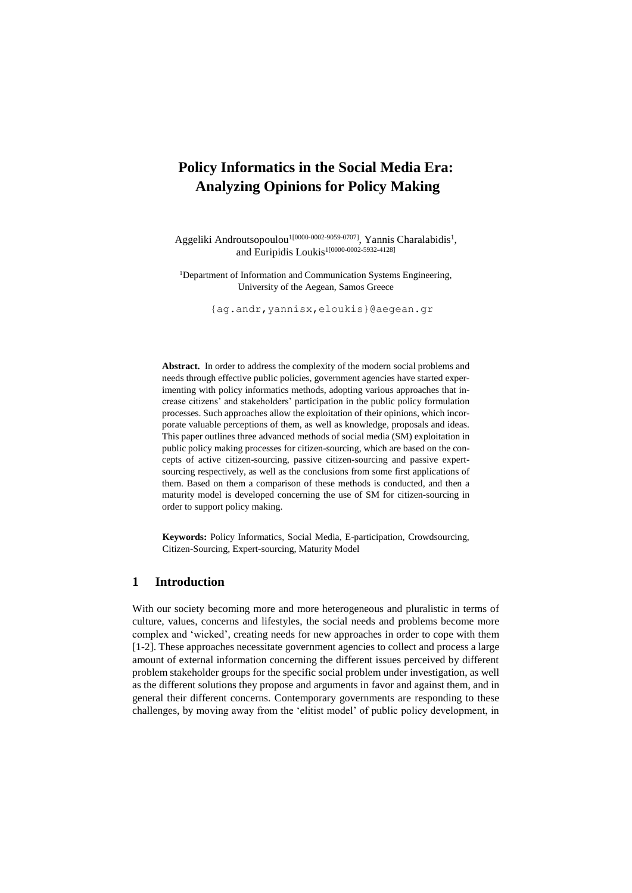# Policy Informatics in the Social Media Era: Analyzing Opinions for Policy Making

Aggeliki Androutsopoulou[1[0000-0002-9059-0707]], Yannis Charalabidis[1], and Euripidis Loukis[1[0000-0002-5932-4128]]

[1]Department of Information and Communication Systems Engineering, University of the Aegean, Samos Greece

{ag.andr,yannisx,eloukis}@aegean.gr

**Abstract.** In order to address the complexity of the modern social problems and needs through effective public policies, government agencies have started experimenting with policy informatics methods, adopting various approaches that increase citizens' and stakeholders' participation in the public policy formulation processes. Such approaches allow the exploitation of their opinions, which incorporate valuable perceptions of them, as well as knowledge, proposals and ideas. This paper outlines three advanced methods of social media (SM) exploitation in public policy making processes for citizen-sourcing, which are based on the concepts of active citizen-sourcing, passive citizen-sourcing and passive expert-sourcing respectively, as well as the conclusions from some first applications of them. Based on them a comparison of these methods is conducted, and then a maturity model is developed concerning the use of SM for citizen-sourcing in order to support policy making.

**Keywords:** Policy Informatics, Social Media, E-participation, Crowdsourcing, Citizen-Sourcing, Expert-sourcing, Maturity Model

## 1 Introduction

With our society becoming more and more heterogeneous and pluralistic in terms of culture, values, concerns and lifestyles, the social needs and problems become more complex and 'wicked', creating needs for new approaches in order to cope with them [1-2]. These approaches necessitate government agencies to collect and process a large amount of external information concerning the different issues perceived by different problem stakeholder groups for the specific social problem under investigation, as well as the different solutions they propose and arguments in favor and against them, and in general their different concerns. Contemporary governments are responding to these challenges, by moving away from the 'elitist model' of public policy development, in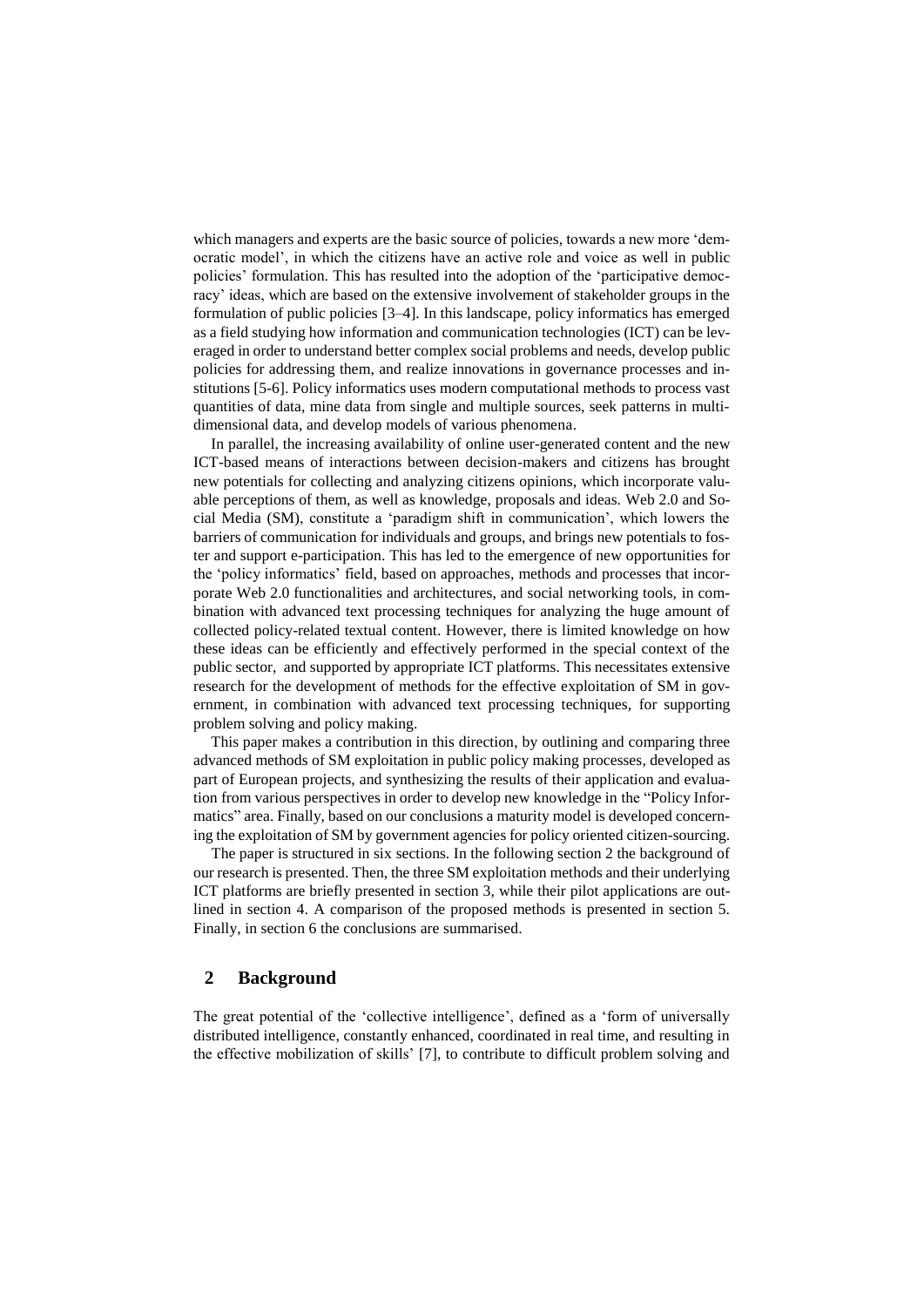which managers and experts are the basic source of policies, towards a new more 'democratic model', in which the citizens have an active role and voice as well in public policies' formulation. This has resulted into the adoption of the 'participative democracy' ideas, which are based on the extensive involvement of stakeholder groups in the formulation of public policies [3–4]. In this landscape, policy informatics has emerged as a field studying how information and communication technologies (ICT) can be leveraged in order to understand better complex social problems and needs, develop public policies for addressing them, and realize innovations in governance processes and institutions [5-6]. Policy informatics uses modern computational methods to process vast quantities of data, mine data from single and multiple sources, seek patterns in multidimensional data, and develop models of various phenomena.

In parallel, the increasing availability of online user-generated content and the new ICT-based means of interactions between decision-makers and citizens has brought new potentials for collecting and analyzing citizens opinions, which incorporate valuable perceptions of them, as well as knowledge, proposals and ideas. Web 2.0 and Social Media (SM), constitute a 'paradigm shift in communication', which lowers the barriers of communication for individuals and groups, and brings new potentials to foster and support e-participation. This has led to the emergence of new opportunities for the 'policy informatics' field, based on approaches, methods and processes that incorporate Web 2.0 functionalities and architectures, and social networking tools, in combination with advanced text processing techniques for analyzing the huge amount of collected policy-related textual content. However, there is limited knowledge on how these ideas can be efficiently and effectively performed in the special context of the public sector, and supported by appropriate ICT platforms. This necessitates extensive research for the development of methods for the effective exploitation of SM in government, in combination with advanced text processing techniques, for supporting problem solving and policy making.

This paper makes a contribution in this direction, by outlining and comparing three advanced methods of SM exploitation in public policy making processes, developed as part of European projects, and synthesizing the results of their application and evaluation from various perspectives in order to develop new knowledge in the "Policy Informatics" area. Finally, based on our conclusions a maturity model is developed concerning the exploitation of SM by government agencies for policy oriented citizen-sourcing.

The paper is structured in six sections. In the following section 2 the background of our research is presented. Then, the three SM exploitation methods and their underlying ICT platforms are briefly presented in section 3, while their pilot applications are outlined in section 4. A comparison of the proposed methods is presented in section 5. Finally, in section 6 the conclusions are summarised.

## 2 Background

The great potential of the 'collective intelligence', defined as a 'form of universally distributed intelligence, constantly enhanced, coordinated in real time, and resulting in the effective mobilization of skills' [7], to contribute to difficult problem solving and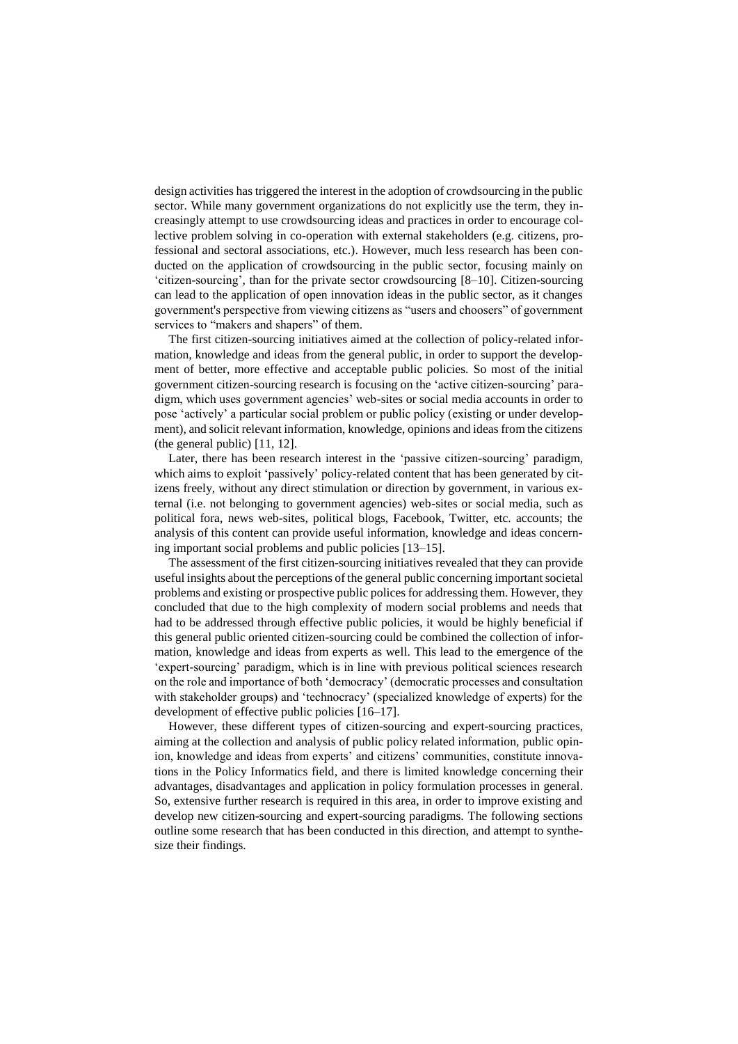design activities has triggered the interest in the adoption of crowdsourcing in the public sector. While many government organizations do not explicitly use the term, they increasingly attempt to use crowdsourcing ideas and practices in order to encourage collective problem solving in co-operation with external stakeholders (e.g. citizens, professional and sectoral associations, etc.). However, much less research has been conducted on the application of crowdsourcing in the public sector, focusing mainly on 'citizen-sourcing', than for the private sector crowdsourcing [8–10]. Citizen-sourcing can lead to the application of open innovation ideas in the public sector, as it changes government's perspective from viewing citizens as "users and choosers" of government services to "makers and shapers" of them.

The first citizen-sourcing initiatives aimed at the collection of policy-related information, knowledge and ideas from the general public, in order to support the development of better, more effective and acceptable public policies. So most of the initial government citizen-sourcing research is focusing on the 'active citizen-sourcing' paradigm, which uses government agencies' web-sites or social media accounts in order to pose 'actively' a particular social problem or public policy (existing or under development), and solicit relevant information, knowledge, opinions and ideas from the citizens (the general public) [11, 12].

Later, there has been research interest in the 'passive citizen-sourcing' paradigm, which aims to exploit 'passively' policy-related content that has been generated by citizens freely, without any direct stimulation or direction by government, in various external (i.e. not belonging to government agencies) web-sites or social media, such as political fora, news web-sites, political blogs, Facebook, Twitter, etc. accounts; the analysis of this content can provide useful information, knowledge and ideas concerning important social problems and public policies [13–15].

The assessment of the first citizen-sourcing initiatives revealed that they can provide useful insights about the perceptions of the general public concerning important societal problems and existing or prospective public polices for addressing them. However, they concluded that due to the high complexity of modern social problems and needs that had to be addressed through effective public policies, it would be highly beneficial if this general public oriented citizen-sourcing could be combined the collection of information, knowledge and ideas from experts as well. This lead to the emergence of the 'expert-sourcing' paradigm, which is in line with previous political sciences research on the role and importance of both 'democracy' (democratic processes and consultation with stakeholder groups) and 'technocracy' (specialized knowledge of experts) for the development of effective public policies [16–17].

However, these different types of citizen-sourcing and expert-sourcing practices, aiming at the collection and analysis of public policy related information, public opinion, knowledge and ideas from experts' and citizens' communities, constitute innovations in the Policy Informatics field, and there is limited knowledge concerning their advantages, disadvantages and application in policy formulation processes in general. So, extensive further research is required in this area, in order to improve existing and develop new citizen-sourcing and expert-sourcing paradigms. The following sections outline some research that has been conducted in this direction, and attempt to synthesize their findings.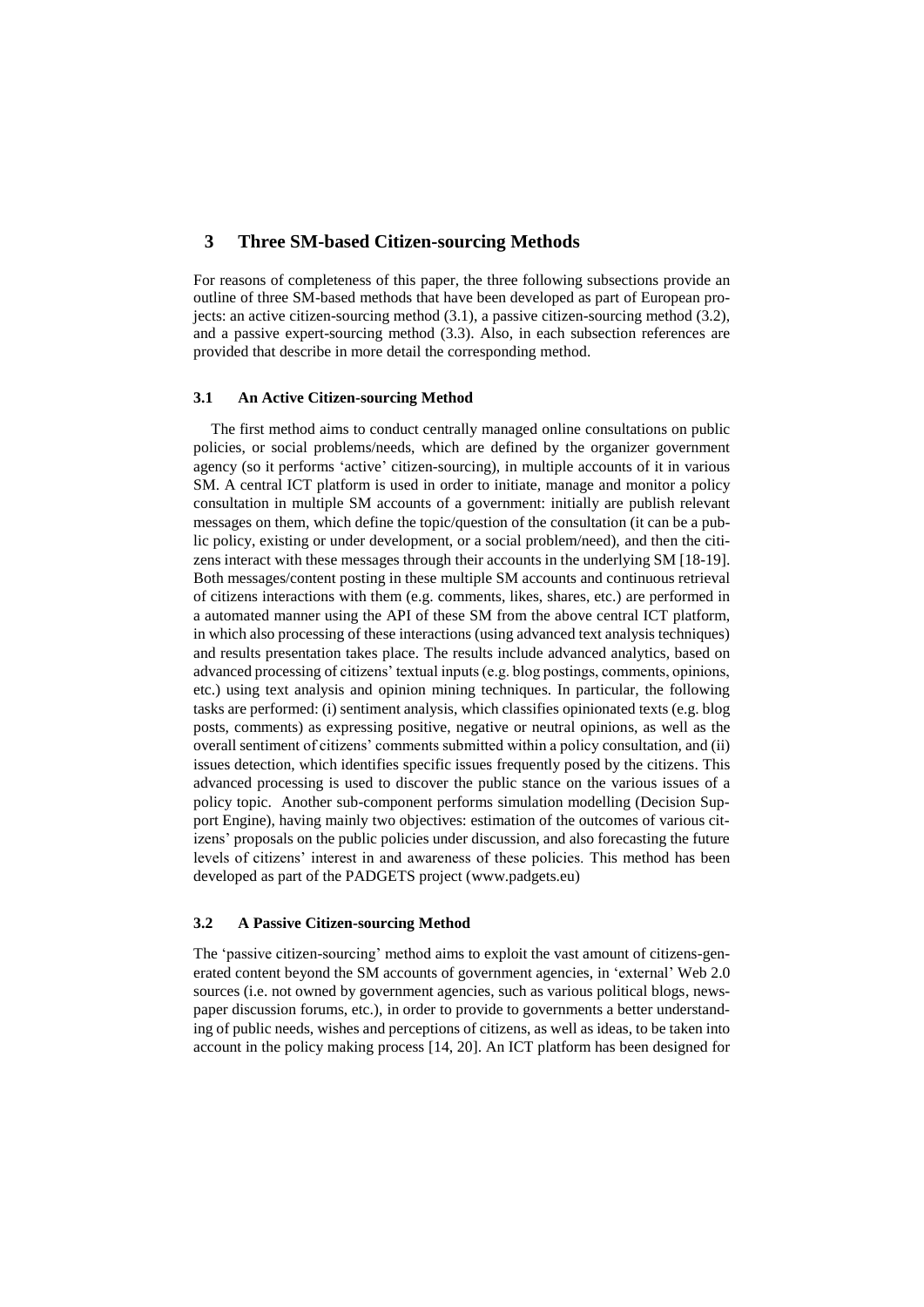## 3 Three SM-based Citizen-sourcing Methods

For reasons of completeness of this paper, the three following subsections provide an outline of three SM-based methods that have been developed as part of European projects: an active citizen-sourcing method (3.1), a passive citizen-sourcing method (3.2), and a passive expert-sourcing method (3.3). Also, in each subsection references are provided that describe in more detail the corresponding method.

### 3.1 An Active Citizen-sourcing Method

The first method aims to conduct centrally managed online consultations on public policies, or social problems/needs, which are defined by the organizer government agency (so it performs 'active' citizen-sourcing), in multiple accounts of it in various SM. A central ICT platform is used in order to initiate, manage and monitor a policy consultation in multiple SM accounts of a government: initially are publish relevant messages on them, which define the topic/question of the consultation (it can be a public policy, existing or under development, or a social problem/need), and then the citizens interact with these messages through their accounts in the underlying SM [18-19]. Both messages/content posting in these multiple SM accounts and continuous retrieval of citizens interactions with them (e.g. comments, likes, shares, etc.) are performed in a automated manner using the API of these SM from the above central ICT platform, in which also processing of these interactions (using advanced text analysis techniques) and results presentation takes place. The results include advanced analytics, based on advanced processing of citizens' textual inputs (e.g. blog postings, comments, opinions, etc.) using text analysis and opinion mining techniques. In particular, the following tasks are performed: (i) sentiment analysis, which classifies opinionated texts (e.g. blog posts, comments) as expressing positive, negative or neutral opinions, as well as the overall sentiment of citizens' comments submitted within a policy consultation, and (ii) issues detection, which identifies specific issues frequently posed by the citizens. This advanced processing is used to discover the public stance on the various issues of a policy topic. Another sub-component performs simulation modelling (Decision Support Engine), having mainly two objectives: estimation of the outcomes of various citizens' proposals on the public policies under discussion, and also forecasting the future levels of citizens' interest in and awareness of these policies. This method has been developed as part of the PADGETS project (www.padgets.eu)

### 3.2 A Passive Citizen-sourcing Method

The 'passive citizen-sourcing' method aims to exploit the vast amount of citizens-generated content beyond the SM accounts of government agencies, in 'external' Web 2.0 sources (i.e. not owned by government agencies, such as various political blogs, newspaper discussion forums, etc.), in order to provide to governments a better understanding of public needs, wishes and perceptions of citizens, as well as ideas, to be taken into account in the policy making process [14, 20]. An ICT platform has been designed for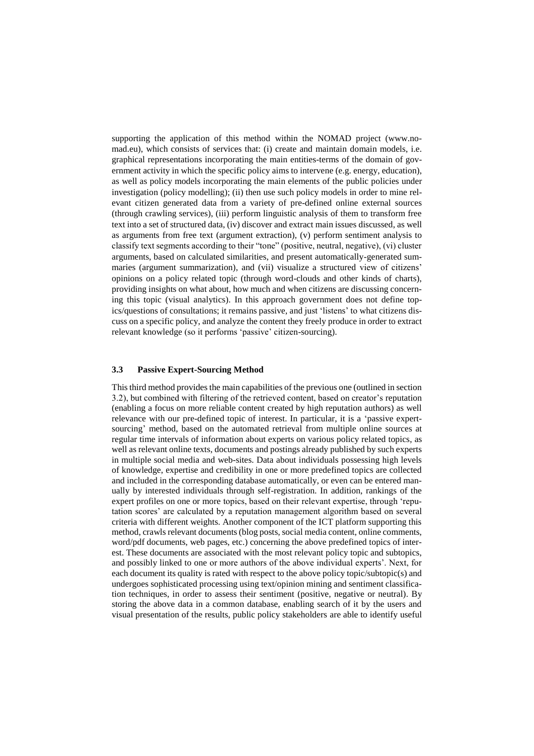supporting the application of this method within the NOMAD project (www.nomad.eu), which consists of services that: (i) create and maintain domain models, i.e. graphical representations incorporating the main entities-terms of the domain of government activity in which the specific policy aims to intervene (e.g. energy, education), as well as policy models incorporating the main elements of the public policies under investigation (policy modelling); (ii) then use such policy models in order to mine relevant citizen generated data from a variety of pre-defined online external sources (through crawling services), (iii) perform linguistic analysis of them to transform free text into a set of structured data, (iv) discover and extract main issues discussed, as well as arguments from free text (argument extraction), (v) perform sentiment analysis to classify text segments according to their "tone" (positive, neutral, negative), (vi) cluster arguments, based on calculated similarities, and present automatically-generated summaries (argument summarization), and (vii) visualize a structured view of citizens' opinions on a policy related topic (through word-clouds and other kinds of charts), providing insights on what about, how much and when citizens are discussing concerning this topic (visual analytics). In this approach government does not define topics/questions of consultations; it remains passive, and just 'listens' to what citizens discuss on a specific policy, and analyze the content they freely produce in order to extract relevant knowledge (so it performs 'passive' citizen-sourcing).

### 3.3 Passive Expert-Sourcing Method

This third method provides the main capabilities of the previous one (outlined in section 3.2), but combined with filtering of the retrieved content, based on creator's reputation (enabling a focus on more reliable content created by high reputation authors) as well relevance with our pre-defined topic of interest. In particular, it is a 'passive expert-sourcing' method, based on the automated retrieval from multiple online sources at regular time intervals of information about experts on various policy related topics, as well as relevant online texts, documents and postings already published by such experts in multiple social media and web-sites. Data about individuals possessing high levels of knowledge, expertise and credibility in one or more predefined topics are collected and included in the corresponding database automatically, or even can be entered manually by interested individuals through self-registration. In addition, rankings of the expert profiles on one or more topics, based on their relevant expertise, through 'reputation scores' are calculated by a reputation management algorithm based on several criteria with different weights. Another component of the ICT platform supporting this method, crawls relevant documents (blog posts, social media content, online comments, word/pdf documents, web pages, etc.) concerning the above predefined topics of interest. These documents are associated with the most relevant policy topic and subtopics, and possibly linked to one or more authors of the above individual experts'. Next, for each document its quality is rated with respect to the above policy topic/subtopic(s) and undergoes sophisticated processing using text/opinion mining and sentiment classification techniques, in order to assess their sentiment (positive, negative or neutral). By storing the above data in a common database, enabling search of it by the users and visual presentation of the results, public policy stakeholders are able to identify useful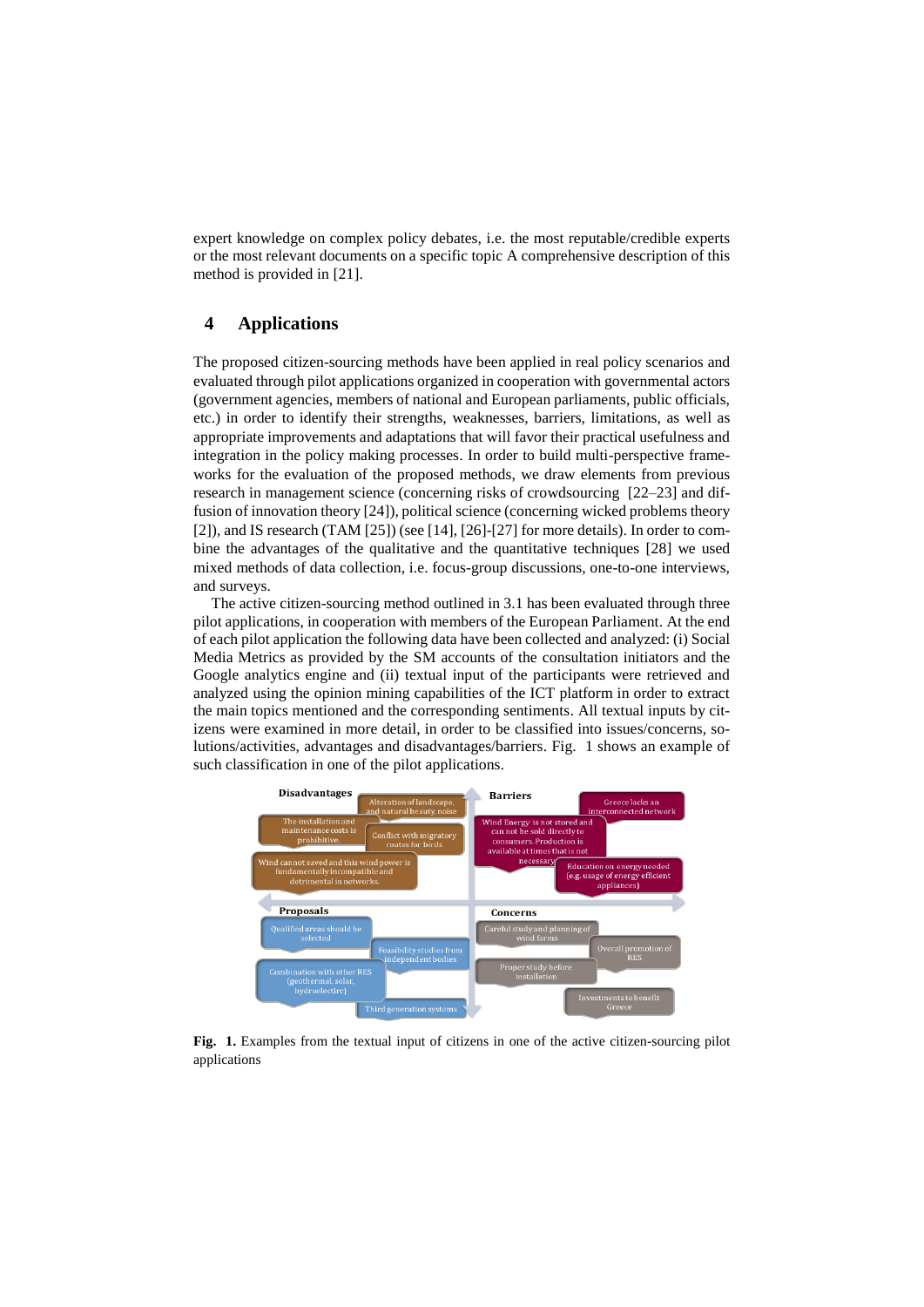expert knowledge on complex policy debates, i.e. the most reputable/credible experts or the most relevant documents on a specific topic A comprehensive description of this method is provided in [21].

## 4 Applications

The proposed citizen-sourcing methods have been applied in real policy scenarios and evaluated through pilot applications organized in cooperation with governmental actors (government agencies, members of national and European parliaments, public officials, etc.) in order to identify their strengths, weaknesses, barriers, limitations, as well as appropriate improvements and adaptations that will favor their practical usefulness and integration in the policy making processes. In order to build multi-perspective frameworks for the evaluation of the proposed methods, we draw elements from previous research in management science (concerning risks of crowdsourcing [22–23] and diffusion of innovation theory [24]), political science (concerning wicked problems theory [2]), and IS research (TAM [25]) (see [14], [26]-[27] for more details). In order to combine the advantages of the qualitative and the quantitative techniques [28] we used mixed methods of data collection, i.e. focus-group discussions, one-to-one interviews, and surveys.

The active citizen-sourcing method outlined in 3.1 has been evaluated through three pilot applications, in cooperation with members of the European Parliament. At the end of each pilot application the following data have been collected and analyzed: (i) Social Media Metrics as provided by the SM accounts of the consultation initiators and the Google analytics engine and (ii) textual input of the participants were retrieved and analyzed using the opinion mining capabilities of the ICT platform in order to extract the main topics mentioned and the corresponding sentiments. All textual inputs by citizens were examined in more detail, in order to be classified into issues/concerns, solutions/activities, advantages and disadvantages/barriers. Fig. 1 shows an example of such classification in one of the pilot applications.

**Disadvantages**
- Alteration of landscape, and natural beauty, noise
- The installation and maintenance costs is prohibitive.
- Conflict with migratory routes for birds
- Wind cannot saved and this wind power is fundamentally incompatible and detrimental in networks.

**Barriers**
- Greece lacks an interconnected network
- Wind Energy is not stored and can not be sold directly to consumers. Production is available at times that is not necessary
- Education on energy needed (e.g. usage of energy efficient appliances)

**Proposals**
- Qualified areas should be selected
- Feasibility studies from independent bodies
- Combination with other RES (geothermal, solar, hydroelectirc)
- Third generation systems

**Concerns**
- Careful study and planning of wind farms
- Overall promotion of RES
- Proper study before installation
- Investments to benefit Greece

**Fig. 1.** Examples from the textual input of citizens in one of the active citizen-sourcing pilot applications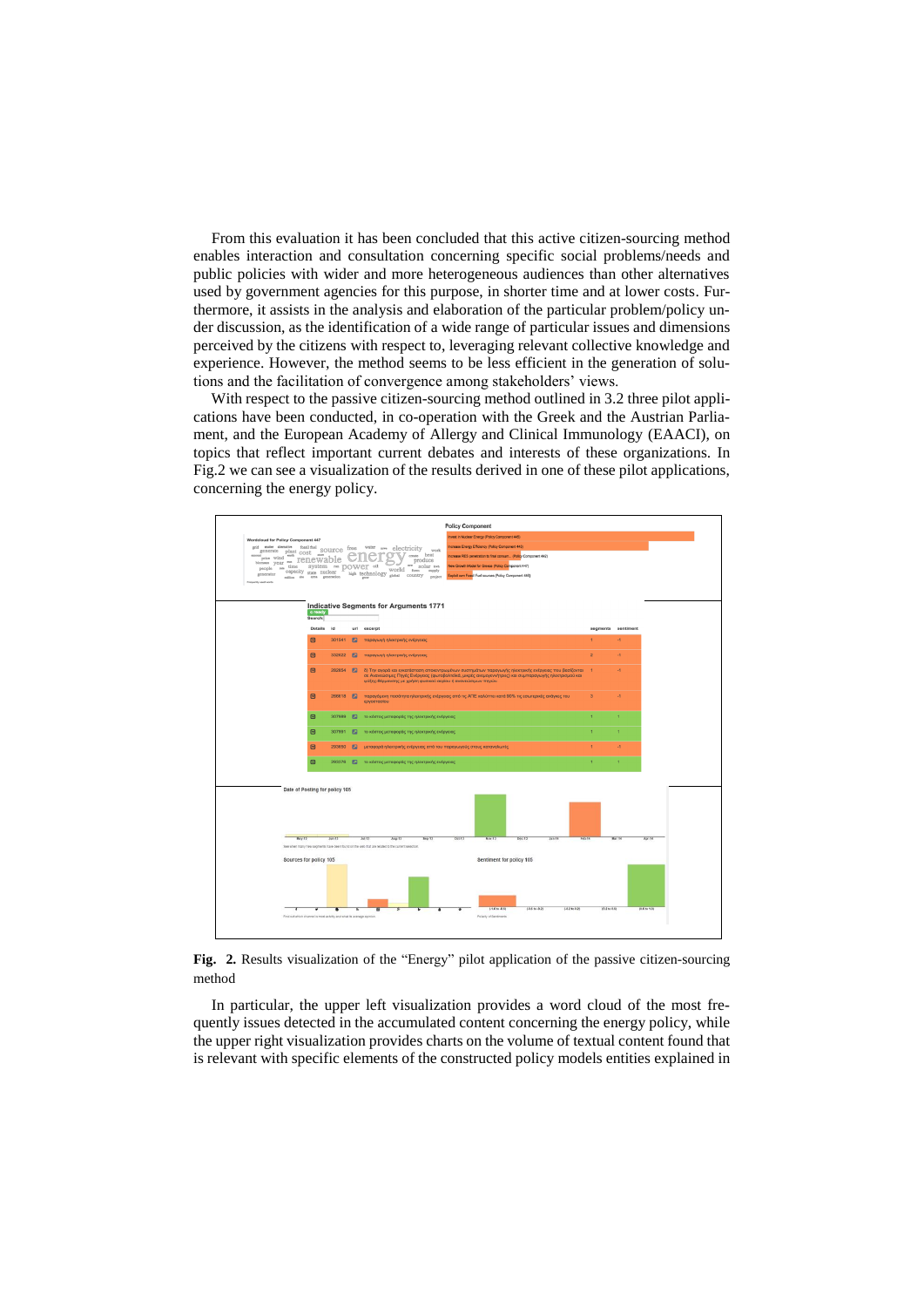From this evaluation it has been concluded that this active citizen-sourcing method enables interaction and consultation concerning specific social problems/needs and public policies with wider and more heterogeneous audiences than other alternatives used by government agencies for this purpose, in shorter time and at lower costs. Furthermore, it assists in the analysis and elaboration of the particular problem/policy under discussion, as the identification of a wide range of particular issues and dimensions perceived by the citizens with respect to, leveraging relevant collective knowledge and experience. However, the method seems to be less efficient in the generation of solutions and the facilitation of convergence among stakeholders' views.

With respect to the passive citizen-sourcing method outlined in 3.2 three pilot applications have been conducted, in co-operation with the Greek and the Austrian Parliament, and the European Academy of Allergy and Clinical Immunology (EAACI), on topics that reflect important current debates and interests of these organizations. In Fig.2 we can see a visualization of the results derived in one of these pilot applications, concerning the energy policy.

**Fig. 2.** Results visualization of the "Energy" pilot application of the passive citizen-sourcing method

In particular, the upper left visualization provides a word cloud of the most frequently issues detected in the accumulated content concerning the energy policy, while the upper right visualization provides charts on the volume of textual content found that is relevant with specific elements of the constructed policy models entities explained in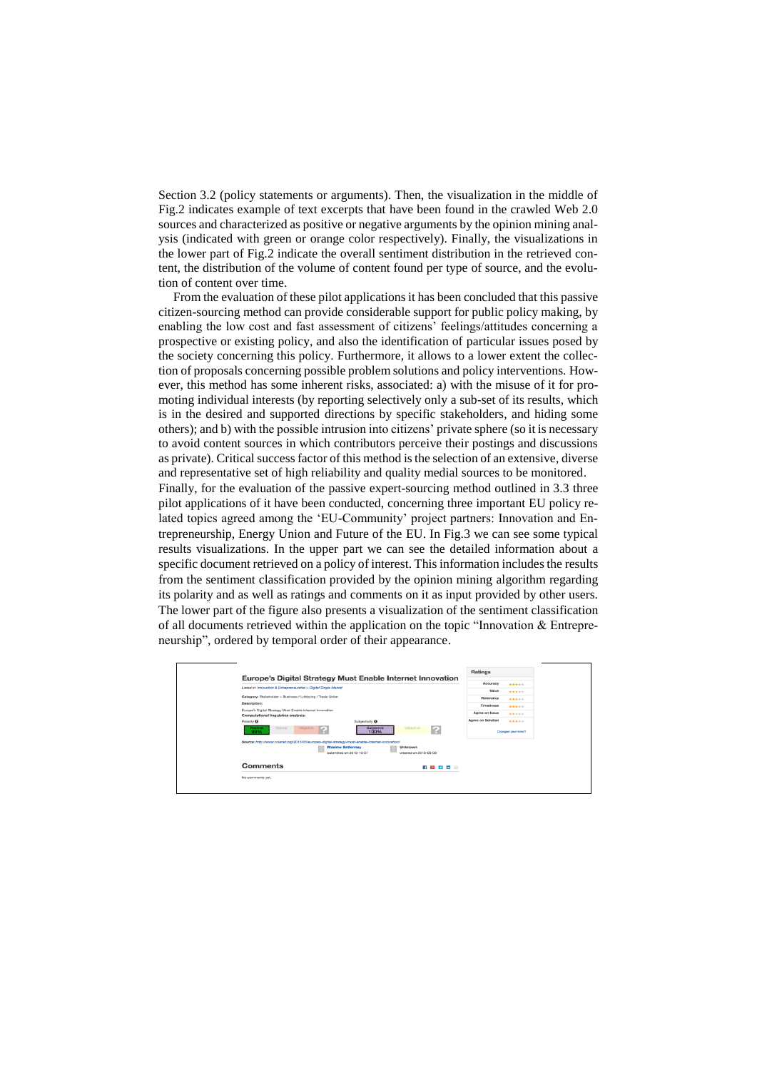Section 3.2 (policy statements or arguments). Then, the visualization in the middle of Fig.2 indicates example of text excerpts that have been found in the crawled Web 2.0 sources and characterized as positive or negative arguments by the opinion mining analysis (indicated with green or orange color respectively). Finally, the visualizations in the lower part of Fig.2 indicate the overall sentiment distribution in the retrieved content, the distribution of the volume of content found per type of source, and the evolution of content over time.

From the evaluation of these pilot applications it has been concluded that this passive citizen-sourcing method can provide considerable support for public policy making, by enabling the low cost and fast assessment of citizens' feelings/attitudes concerning a prospective or existing policy, and also the identification of particular issues posed by the society concerning this policy. Furthermore, it allows to a lower extent the collection of proposals concerning possible problem solutions and policy interventions. However, this method has some inherent risks, associated: a) with the misuse of it for promoting individual interests (by reporting selectively only a sub-set of its results, which is in the desired and supported directions by specific stakeholders, and hiding some others); and b) with the possible intrusion into citizens' private sphere (so it is necessary to avoid content sources in which contributors perceive their postings and discussions as private). Critical success factor of this method is the selection of an extensive, diverse and representative set of high reliability and quality medial sources to be monitored.

Finally, for the evaluation of the passive expert-sourcing method outlined in 3.3 three pilot applications of it have been conducted, concerning three important EU policy related topics agreed among the 'EU-Community' project partners: Innovation and Entrepreneurship, Energy Union and Future of the EU. In Fig.3 we can see some typical results visualizations. In the upper part we can see the detailed information about a specific document retrieved on a policy of interest. This information includes the results from the sentiment classification provided by the opinion mining algorithm regarding its polarity and as well as ratings and comments on it as input provided by other users. The lower part of the figure also presents a visualization of the sentiment classification of all documents retrieved within the application on the topic "Innovation & Entrepreneurship", ordered by temporal order of their appearance.

Europe's Digital Strategy Must Enable Internet Innovation

Listed in: Innovation & Entrepreneurship > Digital Single Market

Category: Stakeholder > Business / Lobbying / Trade Union

Description:

Europe's Digital Strategy Must Enable Internet Innovation

Computational linguistics analysis:

Polarity

Positive 99%

Neutral

Negative

Subjectivity

Subjective 100%

Objective

Source: http://www.ccianet.org/2015/03/europes-digital-strategy-must-enable-internet-innovation/

Maxime Bettonney
submitted on 2015-10-01

Unknown
created on 2015-03-09

Ratings

Accuracy

Value

Relevance

Timeliness

Agree on Issue

Agree on Solution

Changed your mind?

Comments

No comments yet.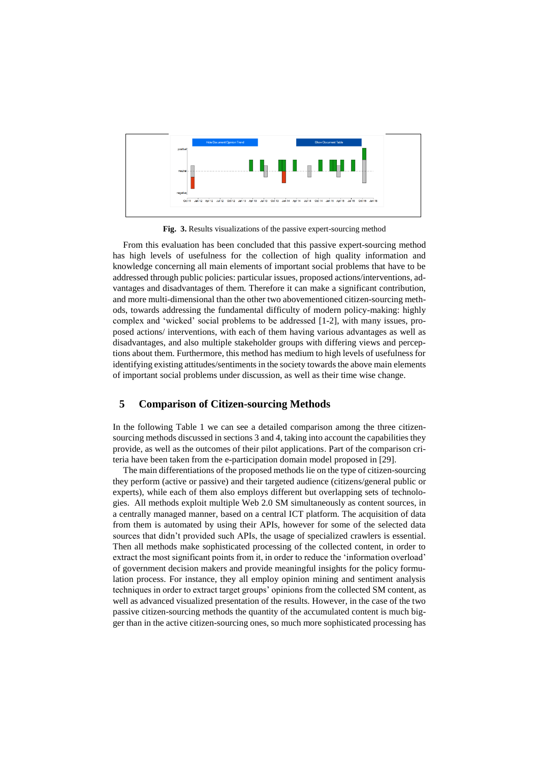**Fig. 3.** Results visualizations of the passive expert-sourcing method

From this evaluation has been concluded that this passive expert-sourcing method has high levels of usefulness for the collection of high quality information and knowledge concerning all main elements of important social problems that have to be addressed through public policies: particular issues, proposed actions/interventions, advantages and disadvantages of them. Therefore it can make a significant contribution, and more multi-dimensional than the other two abovementioned citizen-sourcing methods, towards addressing the fundamental difficulty of modern policy-making: highly complex and 'wicked' social problems to be addressed [1-2], with many issues, proposed actions/ interventions, with each of them having various advantages as well as disadvantages, and also multiple stakeholder groups with differing views and perceptions about them. Furthermore, this method has medium to high levels of usefulness for identifying existing attitudes/sentiments in the society towards the above main elements of important social problems under discussion, as well as their time wise change.

## 5 Comparison of Citizen-sourcing Methods

In the following Table 1 we can see a detailed comparison among the three citizen-sourcing methods discussed in sections 3 and 4, taking into account the capabilities they provide, as well as the outcomes of their pilot applications. Part of the comparison criteria have been taken from the e-participation domain model proposed in [29].

The main differentiations of the proposed methods lie on the type of citizen-sourcing they perform (active or passive) and their targeted audience (citizens/general public or experts), while each of them also employs different but overlapping sets of technologies. All methods exploit multiple Web 2.0 SM simultaneously as content sources, in a centrally managed manner, based on a central ICT platform. The acquisition of data from them is automated by using their APIs, however for some of the selected data sources that didn't provided such APIs, the usage of specialized crawlers is essential. Then all methods make sophisticated processing of the collected content, in order to extract the most significant points from it, in order to reduce the 'information overload' of government decision makers and provide meaningful insights for the policy formulation process. For instance, they all employ opinion mining and sentiment analysis techniques in order to extract target groups' opinions from the collected SM content, as well as advanced visualized presentation of the results. However, in the case of the two passive citizen-sourcing methods the quantity of the accumulated content is much bigger than in the active citizen-sourcing ones, so much more sophisticated processing has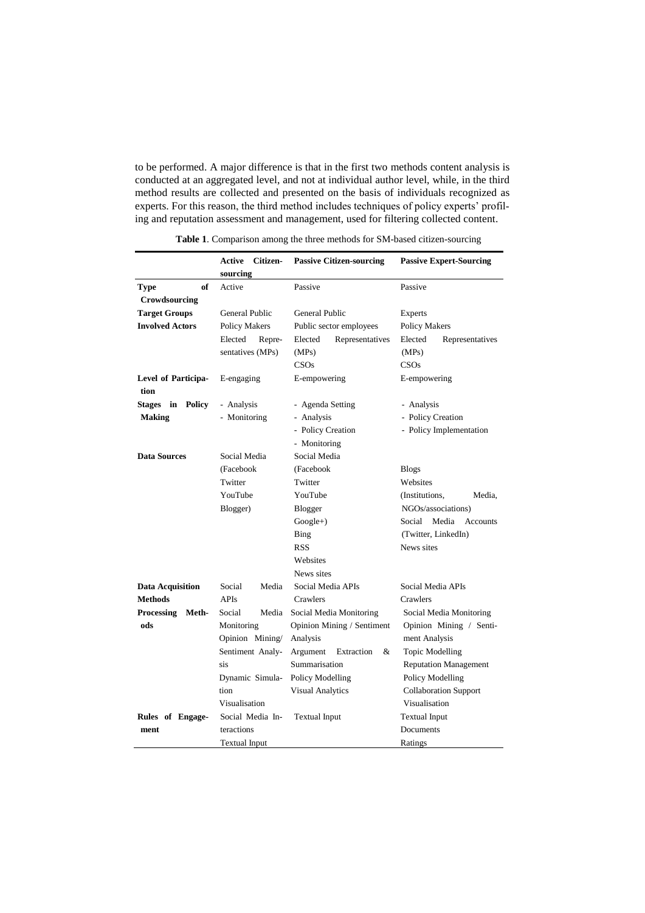to be performed. A major difference is that in the first two methods content analysis is conducted at an aggregated level, and not at individual author level, while, in the third method results are collected and presented on the basis of individuals recognized as experts. For this reason, the third method includes techniques of policy experts' profiling and reputation assessment and management, used for filtering collected content.

**Table 1**. Comparison among the three methods for SM-based citizen-sourcing

| | **Active Citizen-sourcing** | **Passive Citizen-sourcing** | **Passive Expert-Sourcing** |
|---|---|---|---|
| **Type of Crowdsourcing** | Active | Passive | Passive |
| **Target Groups** | General Public | General Public | Experts |
| **Involved Actors** | Policy Makers<br>Elected Representatives (MPs) | Public sector employees<br>Elected Representatives (MPs)<br>CSOs | Policy Makers<br>Elected Representatives (MPs)<br>CSOs |
| **Level of Participation** | E-engaging | E-empowering | E-empowering |
| **Stages in Policy Making** | - Analysis<br>- Monitoring | - Agenda Setting<br>- Analysis<br>- Policy Creation<br>- Monitoring | - Analysis<br>- Policy Creation<br>- Policy Implementation |
| **Data Sources** | Social Media<br>(Facebook<br>Twitter<br>YouTube<br>Blogger) | Social Media<br>(Facebook<br>Twitter<br>YouTube<br>Blogger<br>Google+)<br>Bing<br>RSS<br>Websites<br>News sites | Blogs<br>Websites<br>(Institutions, Media, NGOs/associations)<br>Social Media Accounts<br>(Twitter, LinkedIn)<br>News sites |
| **Data Acquisition Methods** | Social Media APIs | Social Media APIs<br>Crawlers | Social Media APIs<br>Crawlers |
| **Processing Methods** | Social Media Monitoring<br>Opinion Mining/ Sentiment Analysis<br>Dynamic Simulation<br>Visualisation | Social Media Monitoring<br>Opinion Mining / Sentiment Analysis<br>Argument Extraction & Summarisation<br>Policy Modelling<br>Visual Analytics | Social Media Monitoring<br>Opinion Mining / Sentiment Analysis<br>Topic Modelling<br>Reputation Management<br>Policy Modelling<br>Collaboration Support<br>Visualisation |
| **Rules of Engagement** | Social Media Interactions<br>Textual Input | Textual Input | Textual Input<br>Documents<br>Ratings |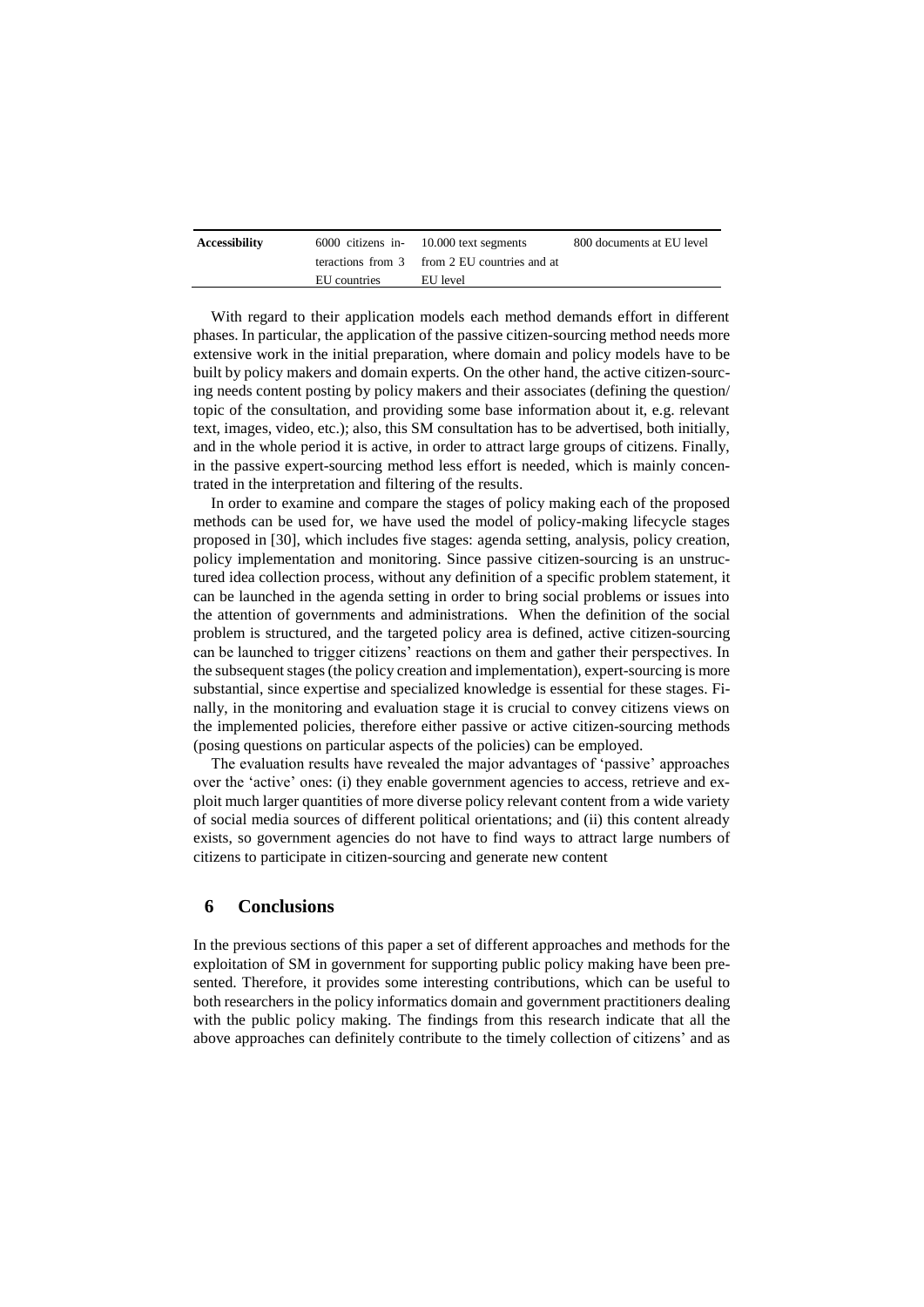| **Accessibility** | 6000 citizens interactions from 3 EU countries | 10.000 text segments from 2 EU countries and at EU level | 800 documents at EU level |
|---|---|---|---|

With regard to their application models each method demands effort in different phases. In particular, the application of the passive citizen-sourcing method needs more extensive work in the initial preparation, where domain and policy models have to be built by policy makers and domain experts. On the other hand, the active citizen-sourcing needs content posting by policy makers and their associates (defining the question/ topic of the consultation, and providing some base information about it, e.g. relevant text, images, video, etc.); also, this SM consultation has to be advertised, both initially, and in the whole period it is active, in order to attract large groups of citizens. Finally, in the passive expert-sourcing method less effort is needed, which is mainly concentrated in the interpretation and filtering of the results.

In order to examine and compare the stages of policy making each of the proposed methods can be used for, we have used the model of policy-making lifecycle stages proposed in [30], which includes five stages: agenda setting, analysis, policy creation, policy implementation and monitoring. Since passive citizen-sourcing is an unstructured idea collection process, without any definition of a specific problem statement, it can be launched in the agenda setting in order to bring social problems or issues into the attention of governments and administrations. When the definition of the social problem is structured, and the targeted policy area is defined, active citizen-sourcing can be launched to trigger citizens' reactions on them and gather their perspectives. In the subsequent stages (the policy creation and implementation), expert-sourcing is more substantial, since expertise and specialized knowledge is essential for these stages. Finally, in the monitoring and evaluation stage it is crucial to convey citizens views on the implemented policies, therefore either passive or active citizen-sourcing methods (posing questions on particular aspects of the policies) can be employed.

The evaluation results have revealed the major advantages of 'passive' approaches over the 'active' ones: (i) they enable government agencies to access, retrieve and exploit much larger quantities of more diverse policy relevant content from a wide variety of social media sources of different political orientations; and (ii) this content already exists, so government agencies do not have to find ways to attract large numbers of citizens to participate in citizen-sourcing and generate new content

## 6 Conclusions

In the previous sections of this paper a set of different approaches and methods for the exploitation of SM in government for supporting public policy making have been presented. Therefore, it provides some interesting contributions, which can be useful to both researchers in the policy informatics domain and government practitioners dealing with the public policy making. The findings from this research indicate that all the above approaches can definitely contribute to the timely collection of citizens' and as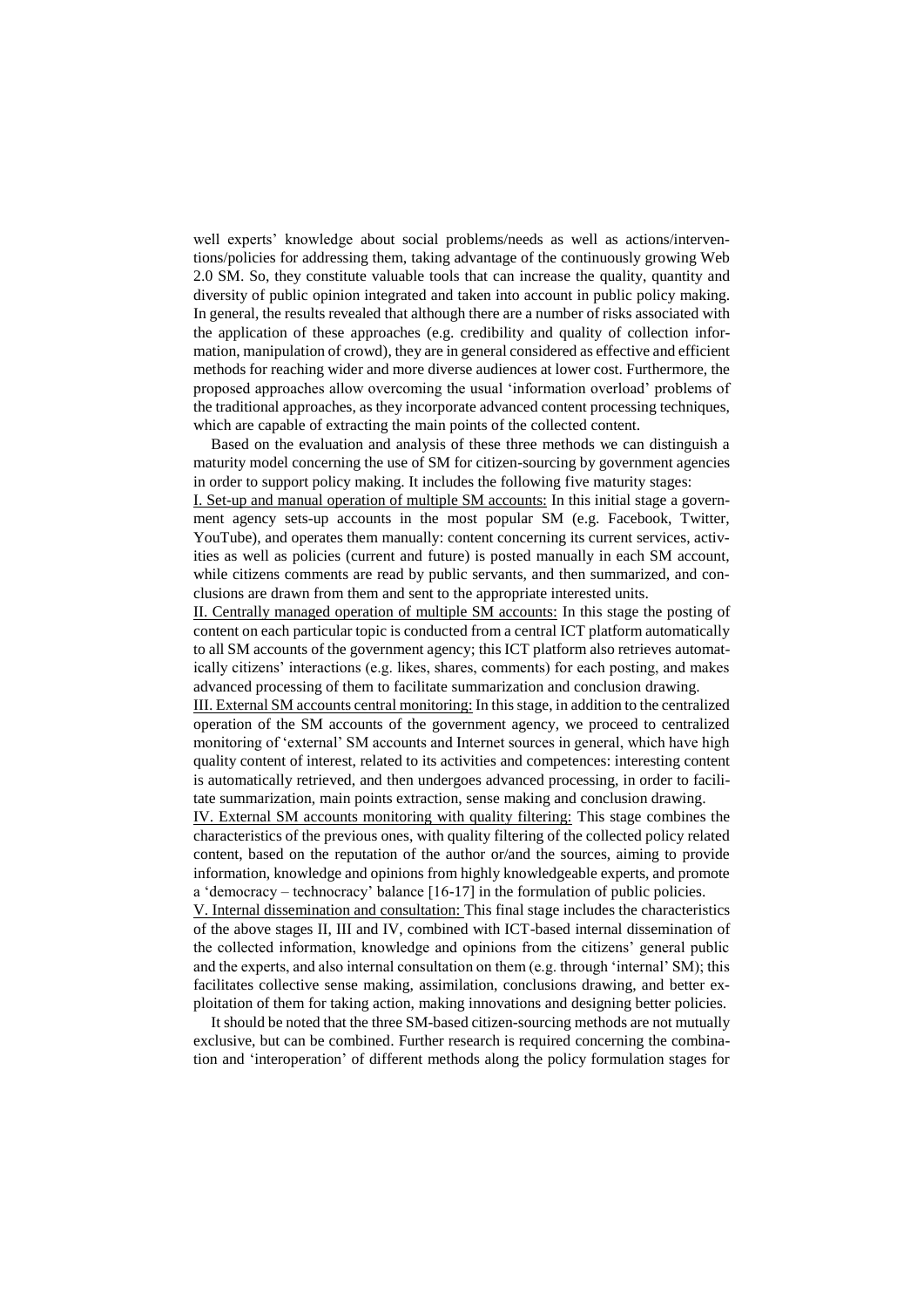well experts' knowledge about social problems/needs as well as actions/interventions/policies for addressing them, taking advantage of the continuously growing Web 2.0 SM. So, they constitute valuable tools that can increase the quality, quantity and diversity of public opinion integrated and taken into account in public policy making. In general, the results revealed that although there are a number of risks associated with the application of these approaches (e.g. credibility and quality of collection information, manipulation of crowd), they are in general considered as effective and efficient methods for reaching wider and more diverse audiences at lower cost. Furthermore, the proposed approaches allow overcoming the usual 'information overload' problems of the traditional approaches, as they incorporate advanced content processing techniques, which are capable of extracting the main points of the collected content.

Based on the evaluation and analysis of these three methods we can distinguish a maturity model concerning the use of SM for citizen-sourcing by government agencies in order to support policy making. It includes the following five maturity stages:

I. Set-up and manual operation of multiple SM accounts: In this initial stage a government agency sets-up accounts in the most popular SM (e.g. Facebook, Twitter, YouTube), and operates them manually: content concerning its current services, activities as well as policies (current and future) is posted manually in each SM account, while citizens comments are read by public servants, and then summarized, and conclusions are drawn from them and sent to the appropriate interested units.

II. Centrally managed operation of multiple SM accounts: In this stage the posting of content on each particular topic is conducted from a central ICT platform automatically to all SM accounts of the government agency; this ICT platform also retrieves automatically citizens' interactions (e.g. likes, shares, comments) for each posting, and makes advanced processing of them to facilitate summarization and conclusion drawing.

III. External SM accounts central monitoring: In this stage, in addition to the centralized operation of the SM accounts of the government agency, we proceed to centralized monitoring of 'external' SM accounts and Internet sources in general, which have high quality content of interest, related to its activities and competences: interesting content is automatically retrieved, and then undergoes advanced processing, in order to facilitate summarization, main points extraction, sense making and conclusion drawing.

IV. External SM accounts monitoring with quality filtering: This stage combines the characteristics of the previous ones, with quality filtering of the collected policy related content, based on the reputation of the author or/and the sources, aiming to provide information, knowledge and opinions from highly knowledgeable experts, and promote a 'democracy – technocracy' balance [16-17] in the formulation of public policies.

V. Internal dissemination and consultation: This final stage includes the characteristics of the above stages II, III and IV, combined with ICT-based internal dissemination of the collected information, knowledge and opinions from the citizens' general public and the experts, and also internal consultation on them (e.g. through 'internal' SM); this facilitates collective sense making, assimilation, conclusions drawing, and better exploitation of them for taking action, making innovations and designing better policies.

It should be noted that the three SM-based citizen-sourcing methods are not mutually exclusive, but can be combined. Further research is required concerning the combination and 'interoperation' of different methods along the policy formulation stages for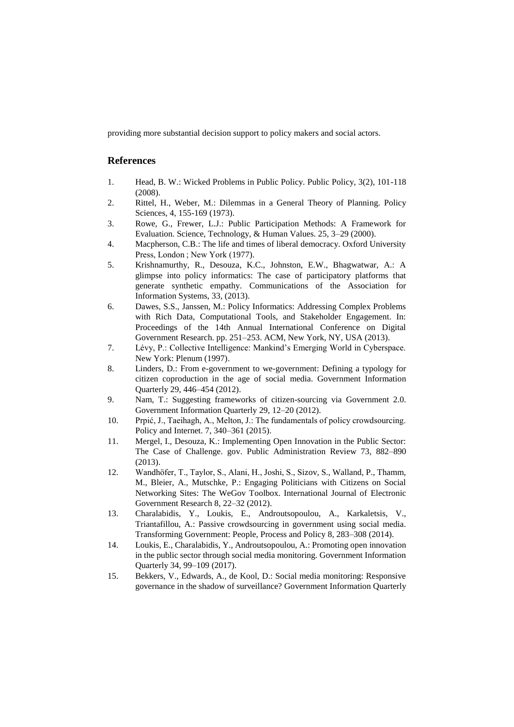providing more substantial decision support to policy makers and social actors.

## References

1. Head, B. W.: Wicked Problems in Public Policy. Public Policy, 3(2), 101-118 (2008).
2. Rittel, H., Weber, M.: Dilemmas in a General Theory of Planning. Policy Sciences, 4, 155-169 (1973).
3. Rowe, G., Frewer, L.J.: Public Participation Methods: A Framework for Evaluation. Science, Technology, & Human Values. 25, 3–29 (2000).
4. Macpherson, C.B.: The life and times of liberal democracy. Oxford University Press, London ; New York (1977).
5. Krishnamurthy, R., Desouza, K.C., Johnston, E.W., Bhagwatwar, A.: A glimpse into policy informatics: The case of participatory platforms that generate synthetic empathy. Communications of the Association for Information Systems, 33, (2013).
6. Dawes, S.S., Janssen, M.: Policy Informatics: Addressing Complex Problems with Rich Data, Computational Tools, and Stakeholder Engagement. In: Proceedings of the 14th Annual International Conference on Digital Government Research. pp. 251–253. ACM, New York, NY, USA (2013).
7. Lévy, P.: Collective Intelligence: Mankind's Emerging World in Cyberspace. New York: Plenum (1997).
8. Linders, D.: From e-government to we-government: Defining a typology for citizen coproduction in the age of social media. Government Information Quarterly 29, 446–454 (2012).
9. Nam, T.: Suggesting frameworks of citizen-sourcing via Government 2.0. Government Information Quarterly 29, 12–20 (2012).
10. Prpić, J., Taeihagh, A., Melton, J.: The fundamentals of policy crowdsourcing. Policy and Internet. 7, 340–361 (2015).
11. Mergel, I., Desouza, K.: Implementing Open Innovation in the Public Sector: The Case of Challenge. gov. Public Administration Review 73, 882–890 (2013).
12. Wandhöfer, T., Taylor, S., Alani, H., Joshi, S., Sizov, S., Walland, P., Thamm, M., Bleier, A., Mutschke, P.: Engaging Politicians with Citizens on Social Networking Sites: The WeGov Toolbox. International Journal of Electronic Government Research 8, 22–32 (2012).
13. Charalabidis, Y., Loukis, E., Androutsopoulou, A., Karkaletsis, V., Triantafillou, A.: Passive crowdsourcing in government using social media. Transforming Government: People, Process and Policy 8, 283–308 (2014).
14. Loukis, E., Charalabidis, Y., Androutsopoulou, A.: Promoting open innovation in the public sector through social media monitoring. Government Information Quarterly 34, 99–109 (2017).
15. Bekkers, V., Edwards, A., de Kool, D.: Social media monitoring: Responsive governance in the shadow of surveillance? Government Information Quarterly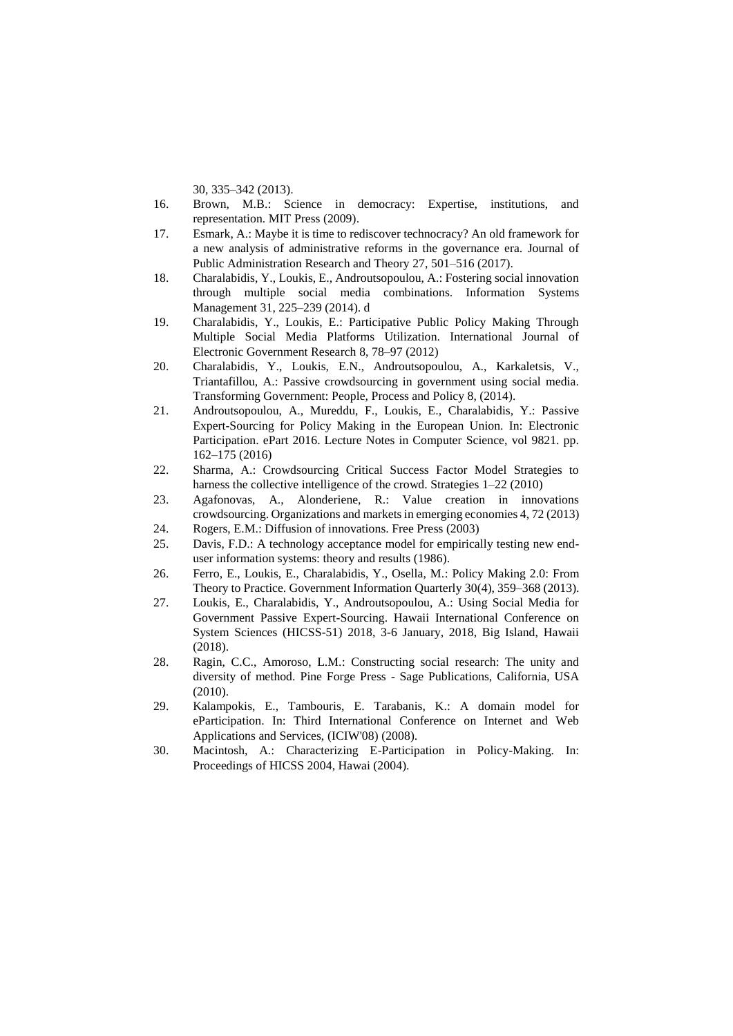30, 335–342 (2013).

16. Brown, M.B.: Science in democracy: Expertise, institutions, and representation. MIT Press (2009).
17. Esmark, A.: Maybe it is time to rediscover technocracy? An old framework for a new analysis of administrative reforms in the governance era. Journal of Public Administration Research and Theory 27, 501–516 (2017).
18. Charalabidis, Y., Loukis, E., Androutsopoulou, A.: Fostering social innovation through multiple social media combinations. Information Systems Management 31, 225–239 (2014). d
19. Charalabidis, Y., Loukis, E.: Participative Public Policy Making Through Multiple Social Media Platforms Utilization. International Journal of Electronic Government Research 8, 78–97 (2012)
20. Charalabidis, Y., Loukis, E.N., Androutsopoulou, A., Karkaletsis, V., Triantafillou, A.: Passive crowdsourcing in government using social media. Transforming Government: People, Process and Policy 8, (2014).
21. Androutsopoulou, A., Mureddu, F., Loukis, E., Charalabidis, Y.: Passive Expert-Sourcing for Policy Making in the European Union. In: Electronic Participation. ePart 2016. Lecture Notes in Computer Science, vol 9821. pp. 162–175 (2016)
22. Sharma, A.: Crowdsourcing Critical Success Factor Model Strategies to harness the collective intelligence of the crowd. Strategies 1–22 (2010)
23. Agafonovas, A., Alonderiene, R.: Value creation in innovations crowdsourcing. Organizations and markets in emerging economies 4, 72 (2013)
24. Rogers, E.M.: Diffusion of innovations. Free Press (2003)
25. Davis, F.D.: A technology acceptance model for empirically testing new end-user information systems: theory and results (1986).
26. Ferro, E., Loukis, E., Charalabidis, Y., Osella, M.: Policy Making 2.0: From Theory to Practice. Government Information Quarterly 30(4), 359–368 (2013).
27. Loukis, E., Charalabidis, Y., Androutsopoulou, A.: Using Social Media for Government Passive Expert-Sourcing. Hawaii International Conference on System Sciences (HICSS-51) 2018, 3-6 January, 2018, Big Island, Hawaii (2018).
28. Ragin, C.C., Amoroso, L.M.: Constructing social research: The unity and diversity of method. Pine Forge Press - Sage Publications, California, USA (2010).
29. Kalampokis, E., Tambouris, E. Tarabanis, K.: A domain model for eParticipation. In: Third International Conference on Internet and Web Applications and Services, (ICIW'08) (2008).
30. Macintosh, A.: Characterizing E-Participation in Policy-Making. In: Proceedings of HICSS 2004, Hawai (2004).